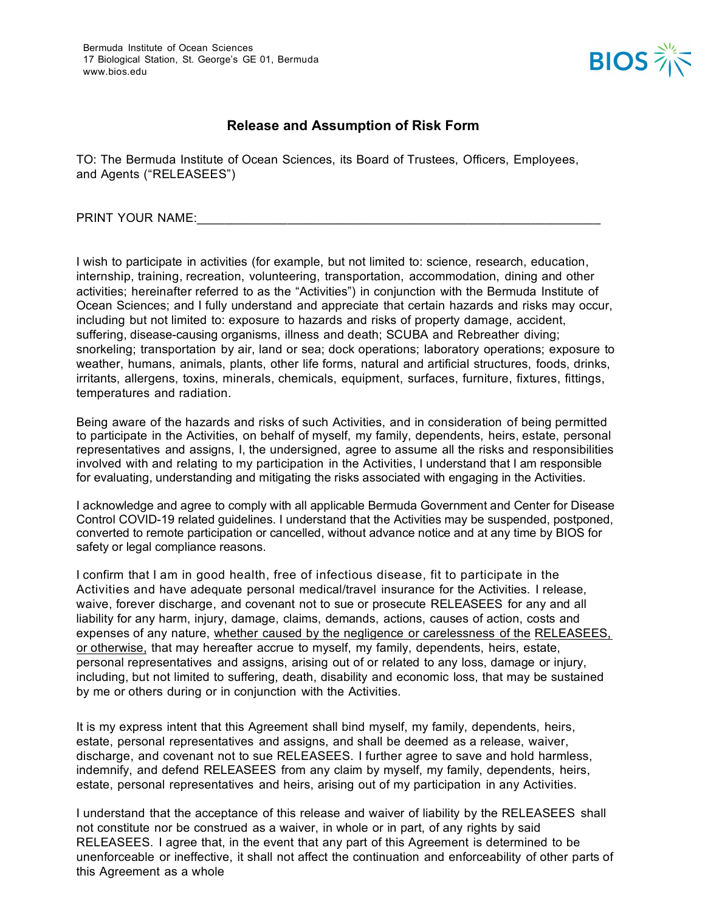Bermuda Institute of Ocean Sciences
17 Biological Station, St. George's GE 01, Bermuda
www.bios.edu

BIOS

## Release and Assumption of Risk Form

TO: The Bermuda Institute of Ocean Sciences, its Board of Trustees, Officers, Employees, and Agents ("RELEASEES")

PRINT YOUR NAME:____________________________________________________________

I wish to participate in activities (for example, but not limited to: science, research, education, internship, training, recreation, volunteering, transportation, accommodation, dining and other activities; hereinafter referred to as the "Activities") in conjunction with the Bermuda Institute of Ocean Sciences; and I fully understand and appreciate that certain hazards and risks may occur, including but not limited to: exposure to hazards and risks of property damage, accident, suffering, disease-causing organisms, illness and death; SCUBA and Rebreather diving; snorkeling; transportation by air, land or sea; dock operations; laboratory operations; exposure to weather, humans, animals, plants, other life forms, natural and artificial structures, foods, drinks, irritants, allergens, toxins, minerals, chemicals, equipment, surfaces, furniture, fixtures, fittings, temperatures and radiation.

Being aware of the hazards and risks of such Activities, and in consideration of being permitted to participate in the Activities, on behalf of myself, my family, dependents, heirs, estate, personal representatives and assigns, I, the undersigned, agree to assume all the risks and responsibilities involved with and relating to my participation in the Activities, I understand that I am responsible for evaluating, understanding and mitigating the risks associated with engaging in the Activities.

I acknowledge and agree to comply with all applicable Bermuda Government and Center for Disease Control COVID-19 related guidelines. I understand that the Activities may be suspended, postponed, converted to remote participation or cancelled, without advance notice and at any time by BIOS for safety or legal compliance reasons.

I confirm that I am in good health, free of infectious disease, fit to participate in the Activities and have adequate personal medical/travel insurance for the Activities. I release, waive, forever discharge, and covenant not to sue or prosecute RELEASEES for any and all liability for any harm, injury, damage, claims, demands, actions, causes of action, costs and expenses of any nature, <u>whether caused by the negligence or carelessness of the RELEASEES, or otherwise,</u> that may hereafter accrue to myself, my family, dependents, heirs, estate, personal representatives and assigns, arising out of or related to any loss, damage or injury, including, but not limited to suffering, death, disability and economic loss, that may be sustained by me or others during or in conjunction with the Activities.

It is my express intent that this Agreement shall bind myself, my family, dependents, heirs, estate, personal representatives and assigns, and shall be deemed as a release, waiver, discharge, and covenant not to sue RELEASEES. I further agree to save and hold harmless, indemnify, and defend RELEASEES from any claim by myself, my family, dependents, heirs, estate, personal representatives and heirs, arising out of my participation in any Activities.

I understand that the acceptance of this release and waiver of liability by the RELEASEES shall not constitute nor be construed as a waiver, in whole or in part, of any rights by said RELEASEES. I agree that, in the event that any part of this Agreement is determined to be unenforceable or ineffective, it shall not affect the continuation and enforceability of other parts of this Agreement as a whole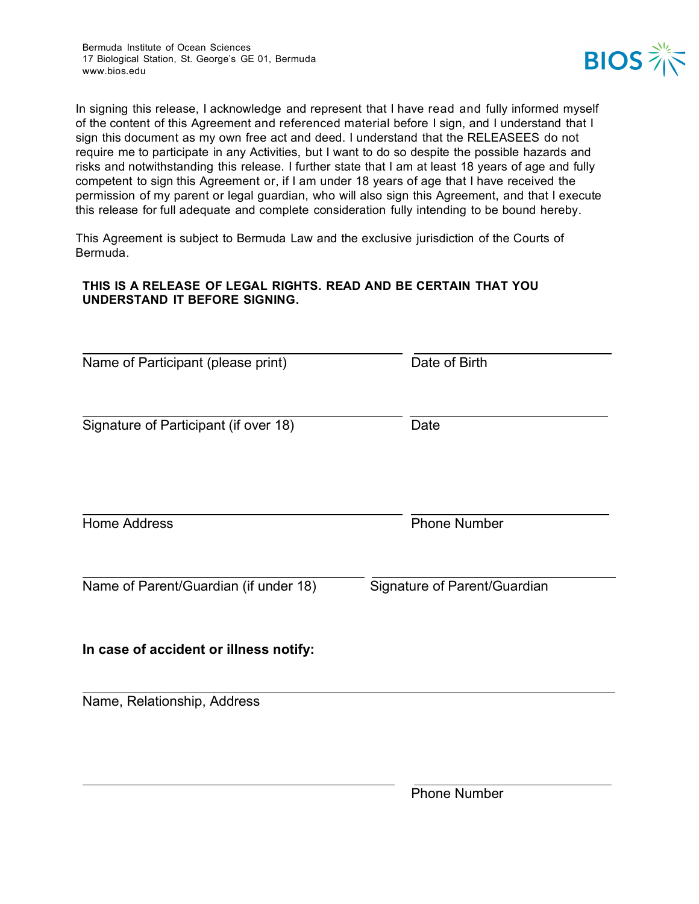Bermuda Institute of Ocean Sciences
17 Biological Station, St. George's GE 01, Bermuda
www.bios.edu

BIOS

In signing this release, I acknowledge and represent that I have read and fully informed myself of the content of this Agreement and referenced material before I sign, and I understand that I sign this document as my own free act and deed. I understand that the RELEASEES do not require me to participate in any Activities, but I want to do so despite the possible hazards and risks and notwithstanding this release. I further state that I am at least 18 years of age and fully competent to sign this Agreement or, if I am under 18 years of age that I have received the permission of my parent or legal guardian, who will also sign this Agreement, and that I execute this release for full adequate and complete consideration fully intending to be bound hereby.

This Agreement is subject to Bermuda Law and the exclusive jurisdiction of the Courts of Bermuda.

**THIS IS A RELEASE OF LEGAL RIGHTS. READ AND BE CERTAIN THAT YOU UNDERSTAND IT BEFORE SIGNING.**

\_\_\_\_\_\_\_\_\_\_\_\_\_\_\_\_\_\_\_\_\_\_\_\_\_\_\_\_\_\_\_\_\_\_\_\_ \_\_\_\_\_\_\_\_\_\_\_\_\_\_\_\_\_\_\_\_\_\_
Name of Participant (please print) Date of Birth

\_\_\_\_\_\_\_\_\_\_\_\_\_\_\_\_\_\_\_\_\_\_\_\_\_\_\_\_\_\_\_\_\_\_\_\_ \_\_\_\_\_\_\_\_\_\_\_\_\_\_\_\_\_\_\_\_\_\_
Signature of Participant (if over 18) Date

\_\_\_\_\_\_\_\_\_\_\_\_\_\_\_\_\_\_\_\_\_\_\_\_\_\_\_\_\_\_\_\_\_\_\_\_ \_\_\_\_\_\_\_\_\_\_\_\_\_\_\_\_\_\_\_\_\_\_
Home Address Phone Number

\_\_\_\_\_\_\_\_\_\_\_\_\_\_\_\_\_\_\_\_\_\_\_\_\_\_\_\_\_\_\_\_\_\_\_\_ \_\_\_\_\_\_\_\_\_\_\_\_\_\_\_\_\_\_\_\_\_\_
Name of Parent/Guardian (if under 18) Signature of Parent/Guardian

**In case of accident or illness notify:**

\_\_\_\_\_\_\_\_\_\_\_\_\_\_\_\_\_\_\_\_\_\_\_\_\_\_\_\_\_\_\_\_\_\_\_\_\_\_\_\_\_\_\_\_\_\_\_\_\_\_\_\_\_\_\_\_\_\_
Name, Relationship, Address

\_\_\_\_\_\_\_\_\_\_\_\_\_\_\_\_\_\_\_\_\_\_\_\_\_\_\_\_\_\_\_\_\_\_\_\_ \_\_\_\_\_\_\_\_\_\_\_\_\_\_\_\_\_\_\_\_\_\_
Phone Number